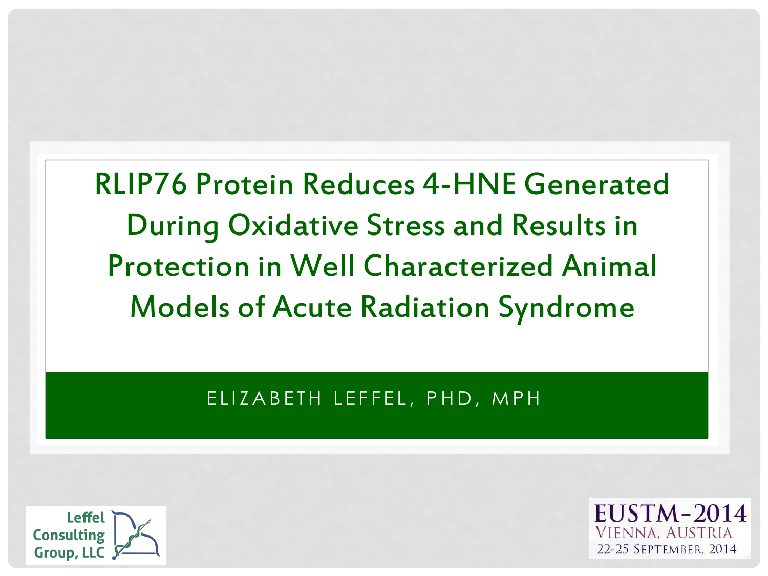# RLIP76 Protein Reduces 4-HNE Generated During Oxidative Stress and Results in Protection in Well Characterized Animal Models of Acute Radiation Syndrome

ELIZABETH LEFFEL, PHD, MPH

Leffel Consulting Group, LLC

EUSTM-2014
VIENNA, AUSTRIA
22-25 SEPTEMBER, 2014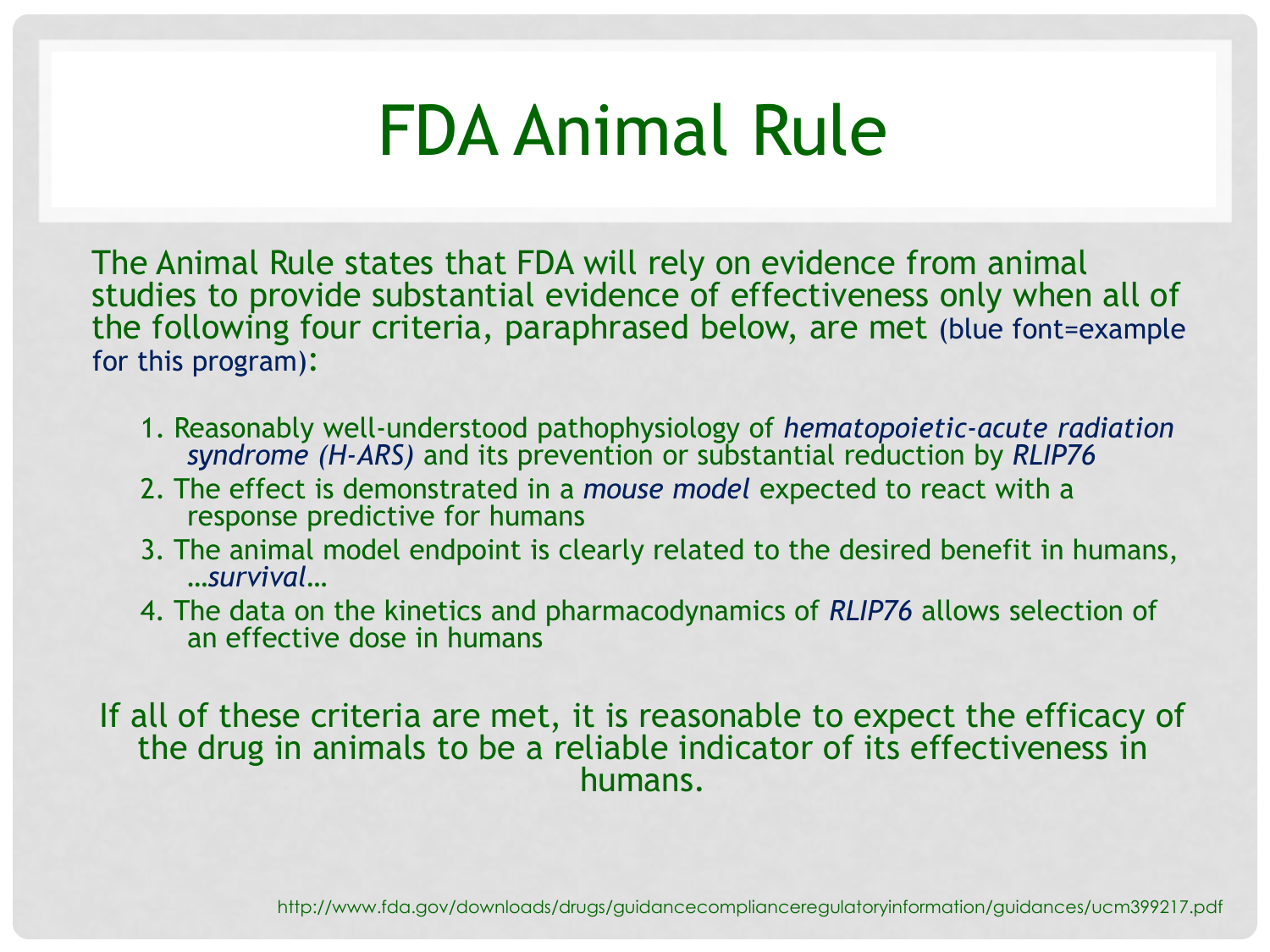# FDA Animal Rule

The Animal Rule states that FDA will rely on evidence from animal studies to provide substantial evidence of effectiveness only when all of the following four criteria, paraphrased below, are met (blue font=example for this program):

1. Reasonably well-understood pathophysiology of *hematopoietic-acute radiation syndrome (H-ARS)* and its prevention or substantial reduction by *RLIP76*
2. The effect is demonstrated in a *mouse model* expected to react with a response predictive for humans
3. The animal model endpoint is clearly related to the desired benefit in humans, …*survival*…
4. The data on the kinetics and pharmacodynamics of *RLIP76* allows selection of an effective dose in humans

If all of these criteria are met, it is reasonable to expect the efficacy of the drug in animals to be a reliable indicator of its effectiveness in humans.

http://www.fda.gov/downloads/drugs/guidancecomplianceregulatoryinformation/guidances/ucm399217.pdf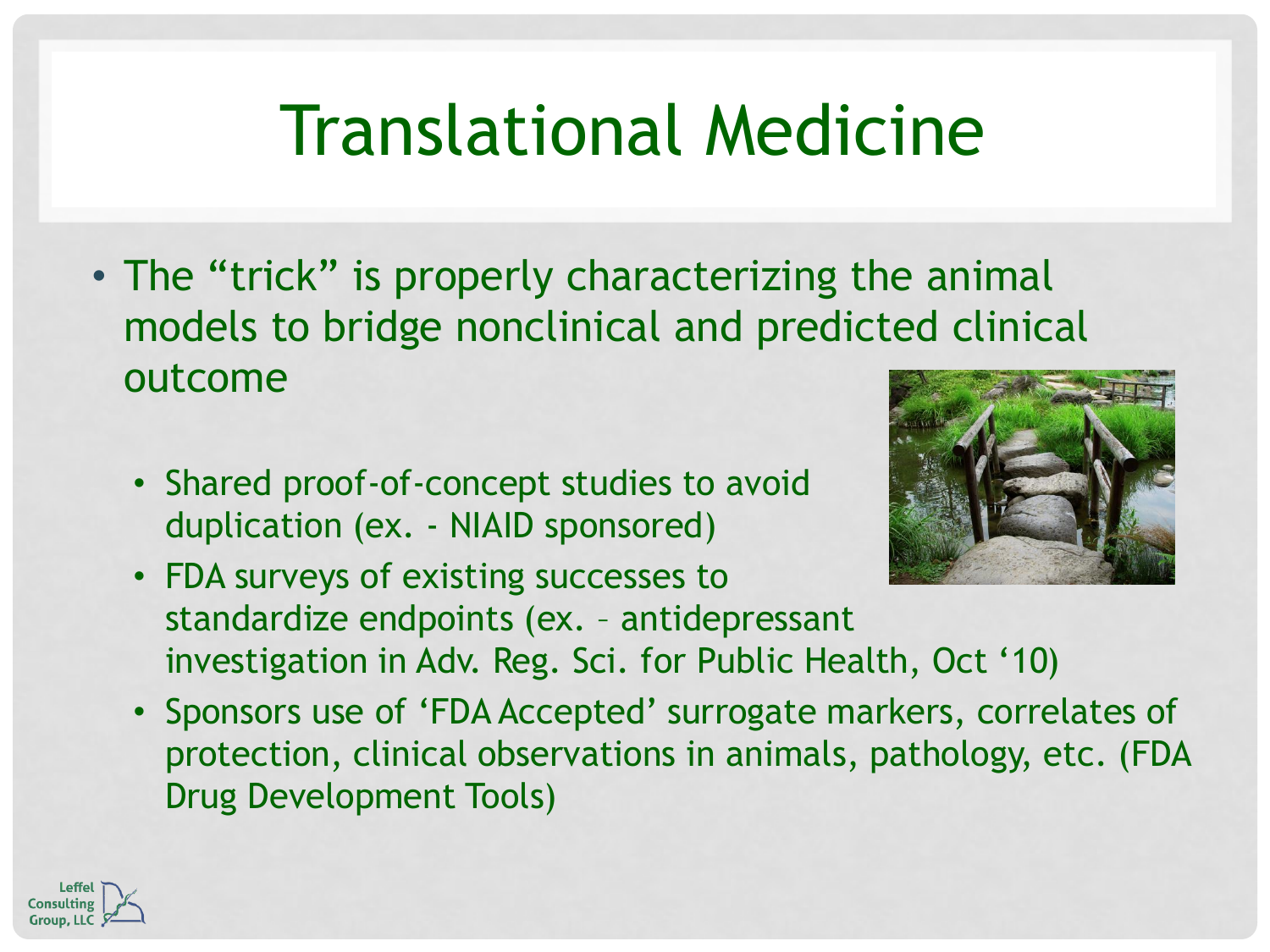# Translational Medicine

- The "trick" is properly characterizing the animal models to bridge nonclinical and predicted clinical outcome
  - Shared proof-of-concept studies to avoid duplication (ex. - NIAID sponsored)
  - FDA surveys of existing successes to standardize endpoints (ex. – antidepressant investigation in Adv. Reg. Sci. for Public Health, Oct '10)
  - Sponsors use of 'FDA Accepted' surrogate markers, correlates of protection, clinical observations in animals, pathology, etc. (FDA Drug Development Tools)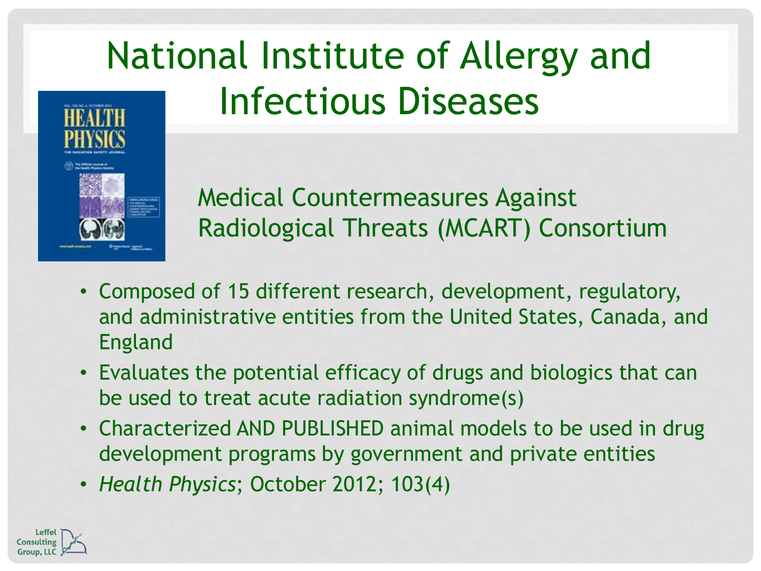# National Institute of Allergy and Infectious Diseases

## Medical Countermeasures Against Radiological Threats (MCART) Consortium

- Composed of 15 different research, development, regulatory, and administrative entities from the United States, Canada, and England
- Evaluates the potential efficacy of drugs and biologics that can be used to treat acute radiation syndrome(s)
- Characterized AND PUBLISHED animal models to be used in drug development programs by government and private entities
- *Health Physics*; October 2012; 103(4)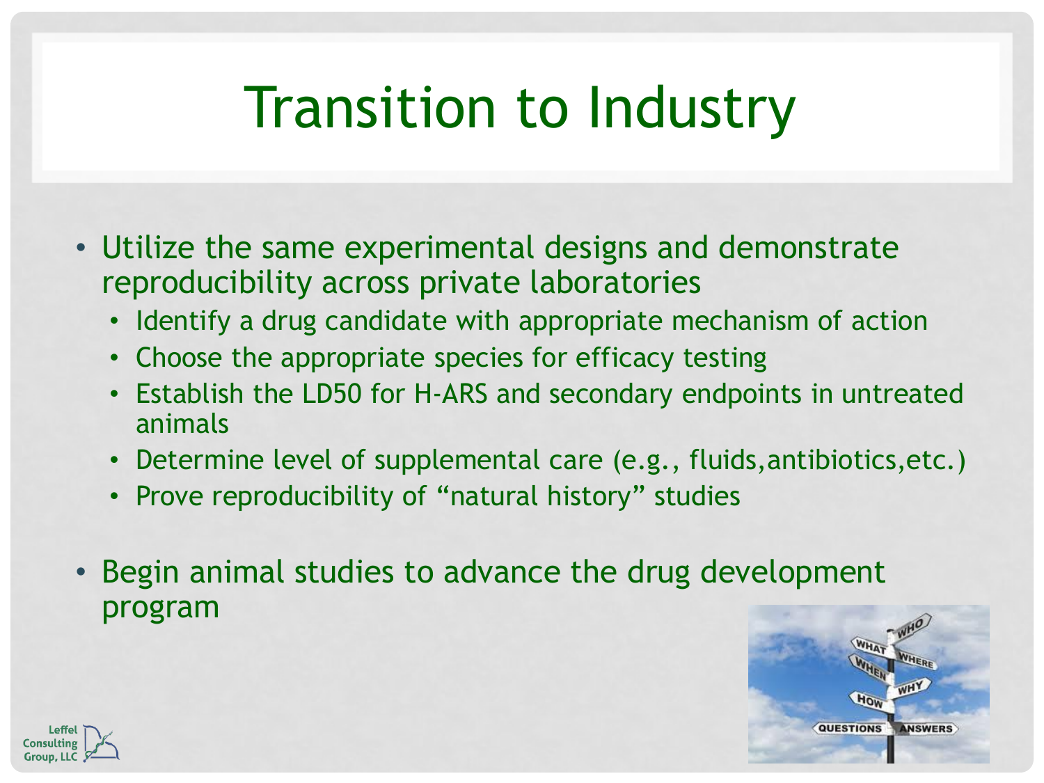# Transition to Industry

- Utilize the same experimental designs and demonstrate reproducibility across private laboratories
  - Identify a drug candidate with appropriate mechanism of action
  - Choose the appropriate species for efficacy testing
  - Establish the LD50 for H-ARS and secondary endpoints in untreated animals
  - Determine level of supplemental care (e.g., fluids,antibiotics,etc.)
  - Prove reproducibility of "natural history" studies

- Begin animal studies to advance the drug development program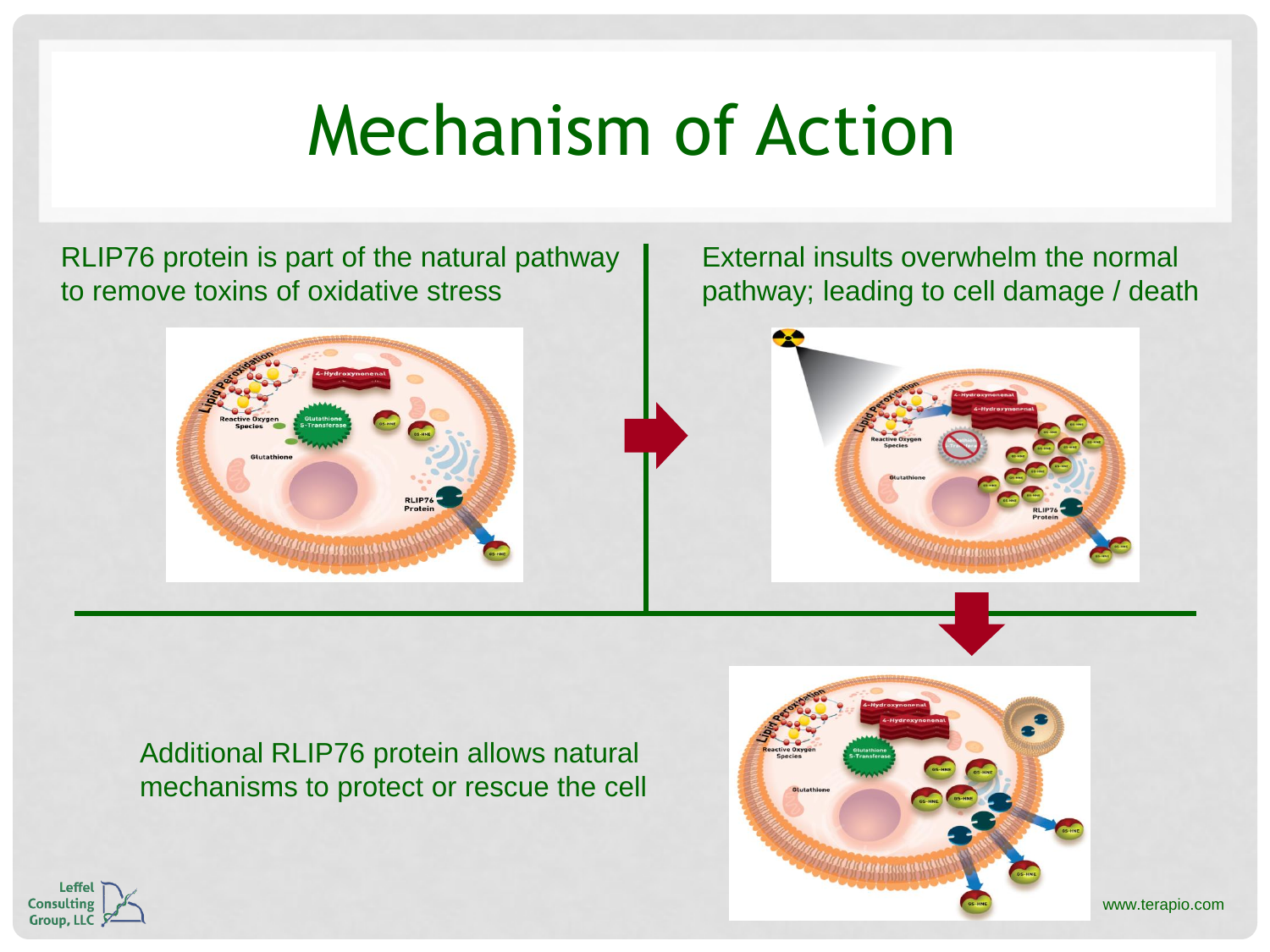# Mechanism of Action

RLIP76 protein is part of the natural pathway to remove toxins of oxidative stress

External insults overwhelm the normal pathway; leading to cell damage / death

Additional RLIP76 protein allows natural mechanisms to protect or rescue the cell

www.terapio.com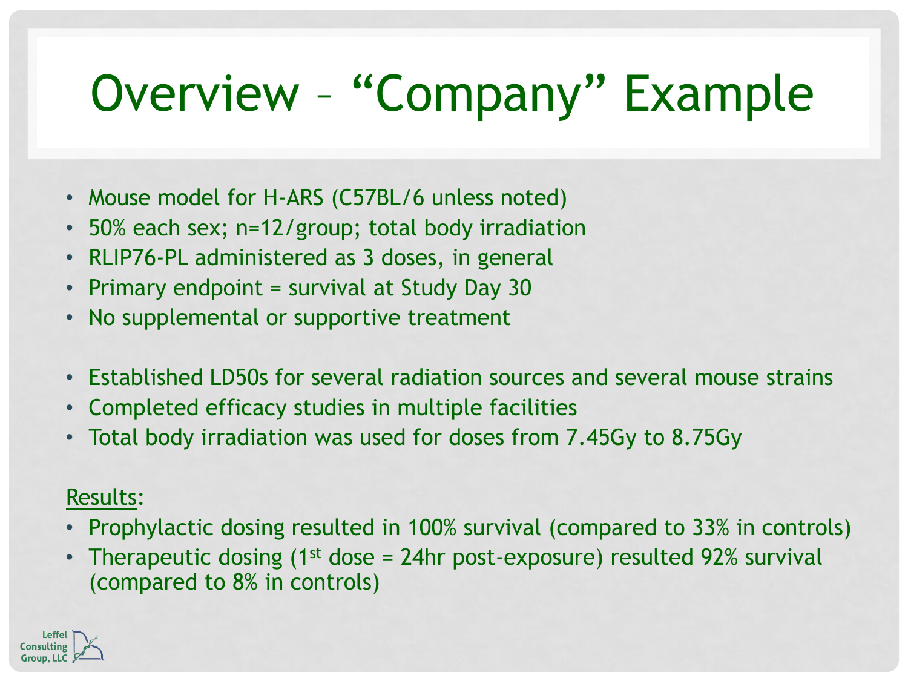# Overview – “Company” Example

- Mouse model for H-ARS (C57BL/6 unless noted)
- 50% each sex; n=12/group; total body irradiation
- RLIP76-PL administered as 3 doses, in general
- Primary endpoint = survival at Study Day 30
- No supplemental or supportive treatment

- Established LD50s for several radiation sources and several mouse strains
- Completed efficacy studies in multiple facilities
- Total body irradiation was used for doses from 7.45Gy to 8.75Gy

Results:

- Prophylactic dosing resulted in 100% survival (compared to 33% in controls)
- Therapeutic dosing (1st dose = 24hr post-exposure) resulted 92% survival (compared to 8% in controls)

Leffel Consulting Group, LLC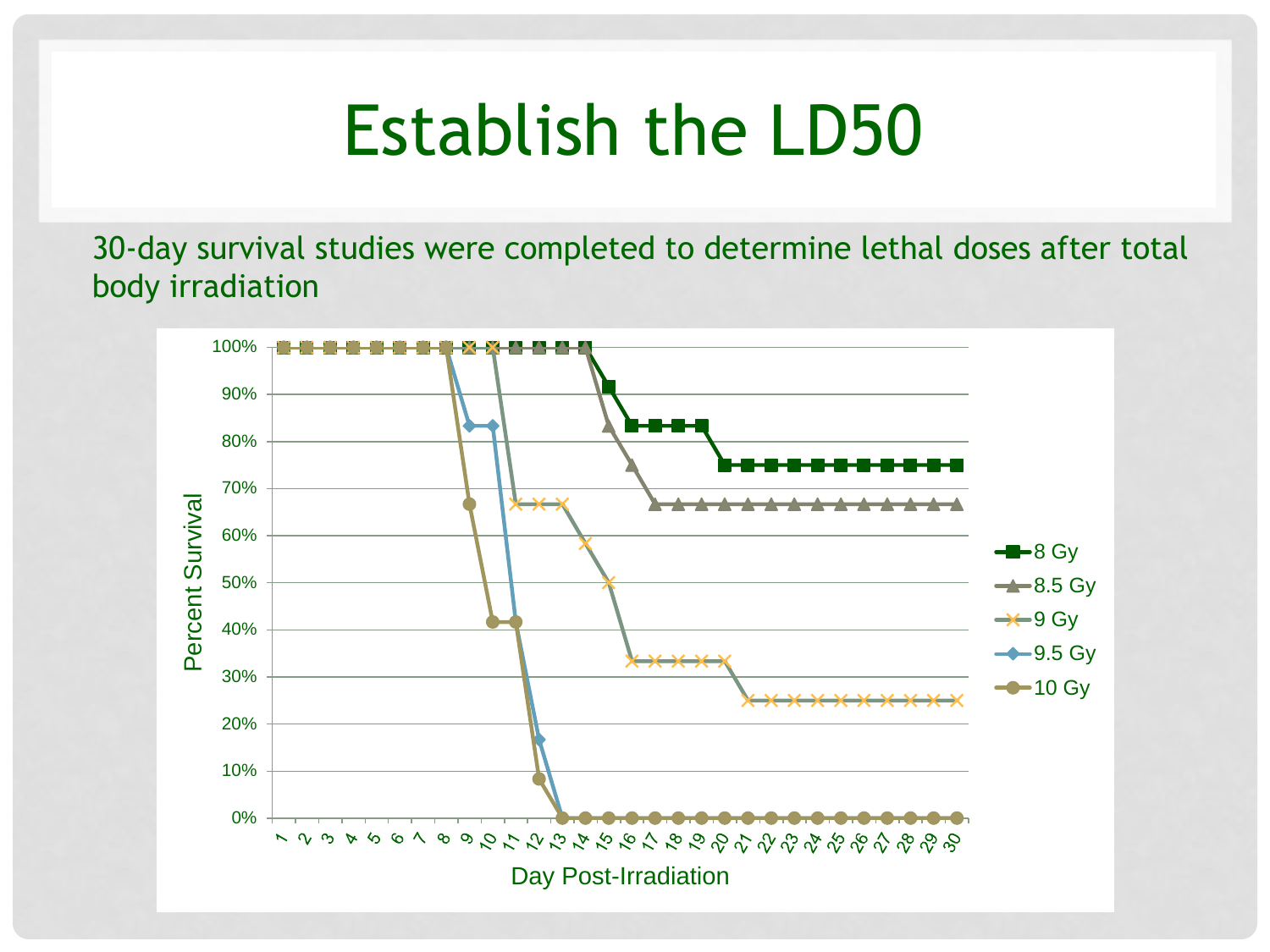# Establish the LD50

30-day survival studies were completed to determine lethal doses after total body irradiation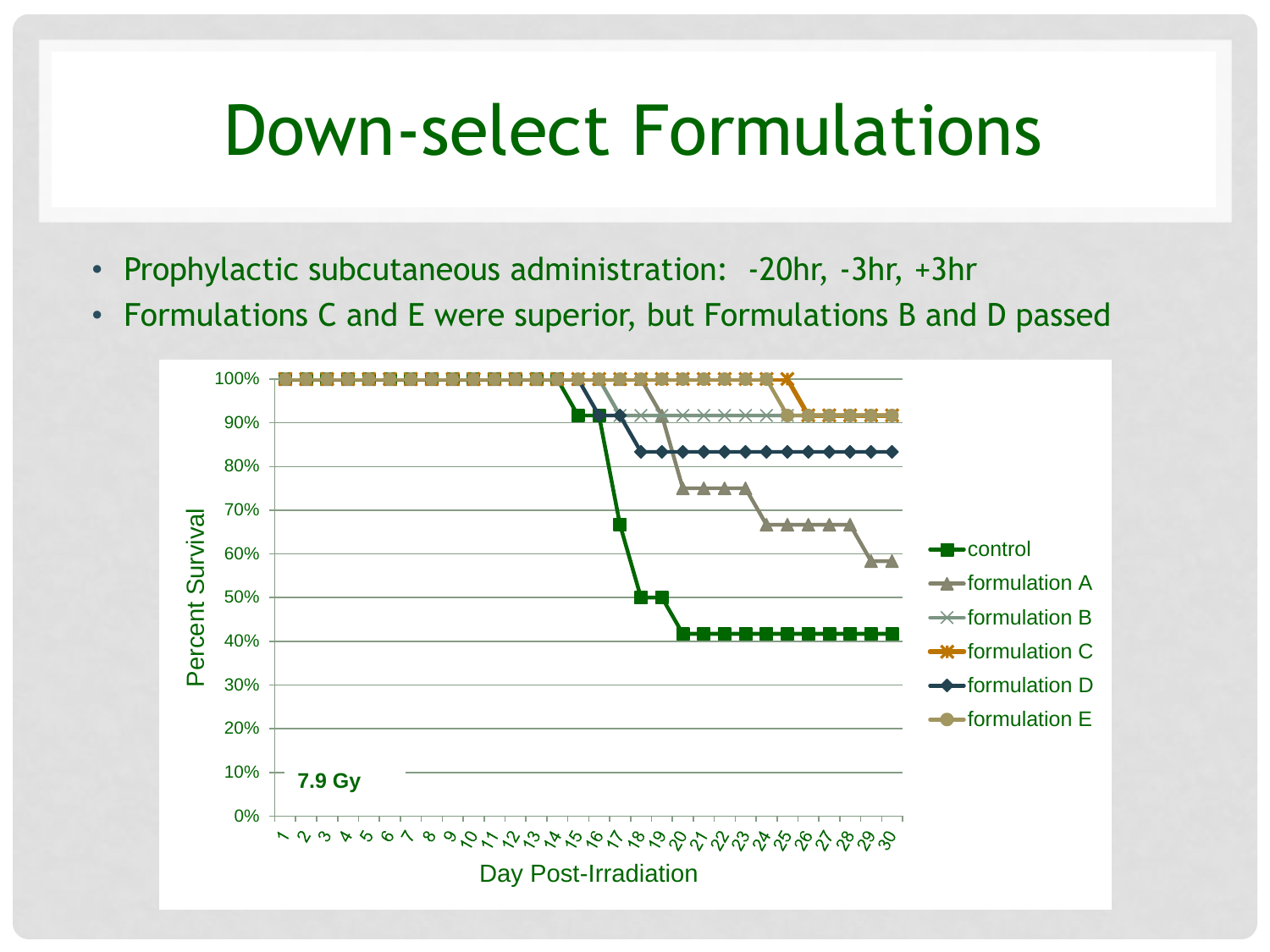# Down-select Formulations

- Prophylactic subcutaneous administration: -20hr, -3hr, +3hr
- Formulations C and E were superior, but Formulations B and D passed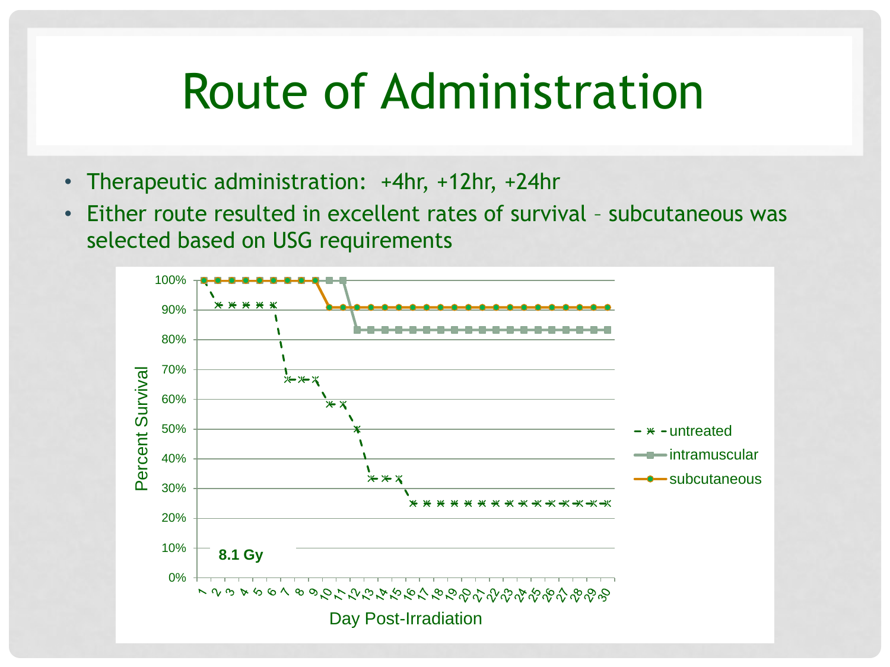# Route of Administration

- Therapeutic administration: +4hr, +12hr, +24hr
- Either route resulted in excellent rates of survival – subcutaneous was selected based on USG requirements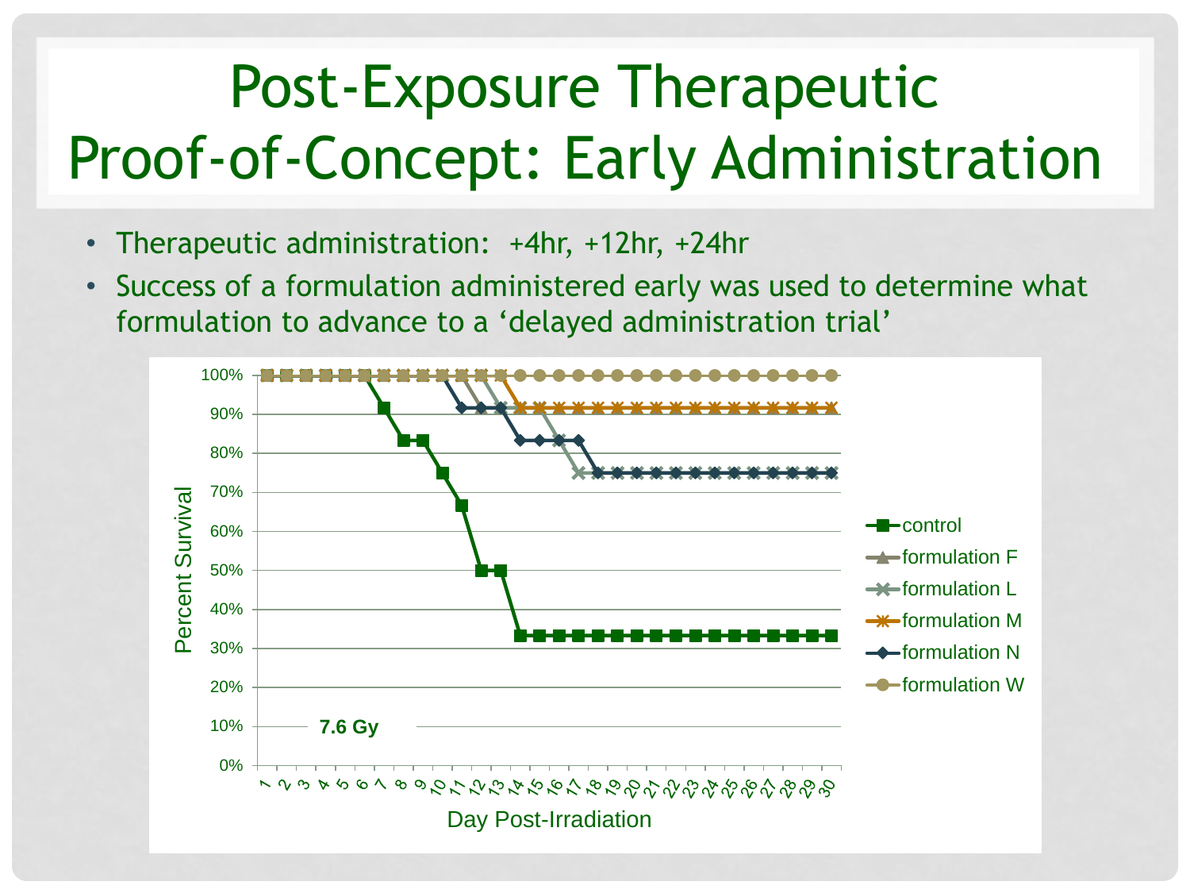# Post-Exposure Therapeutic Proof-of-Concept: Early Administration

- Therapeutic administration: +4hr, +12hr, +24hr
- Success of a formulation administered early was used to determine what formulation to advance to a 'delayed administration trial'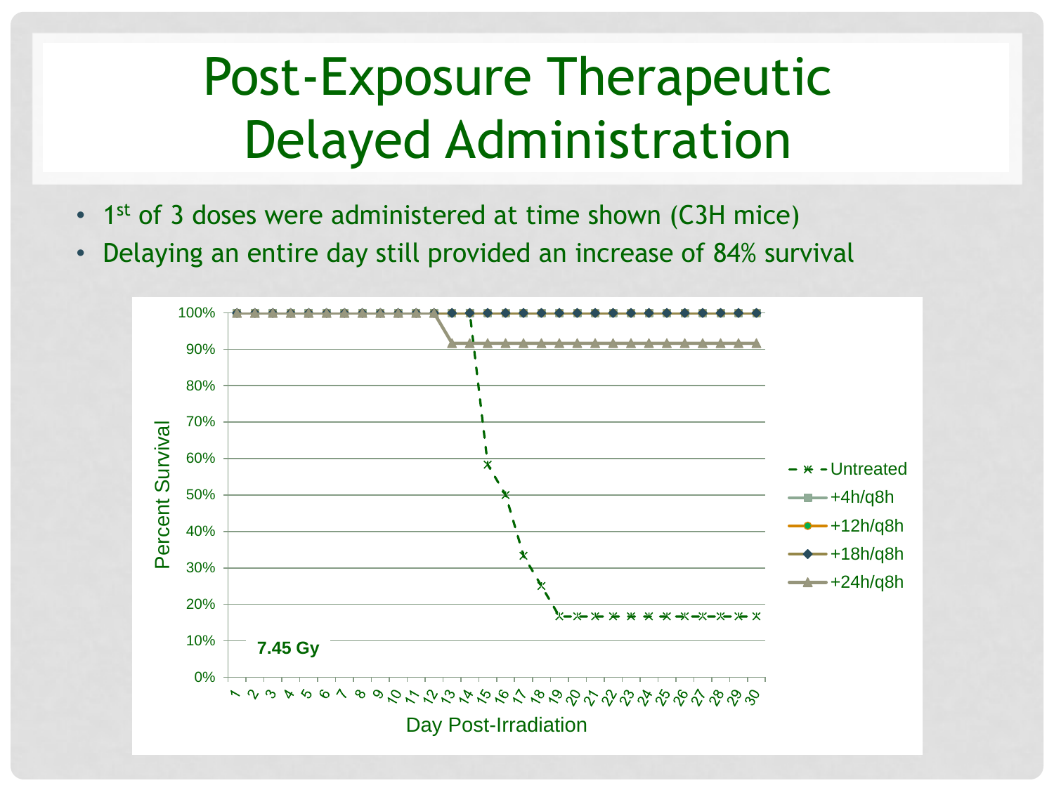# Post-Exposure Therapeutic Delayed Administration

- 1st of 3 doses were administered at time shown (C3H mice)
- Delaying an entire day still provided an increase of 84% survival

7.45 Gy

Percent Survival

Day Post-Irradiation

- Untreated
- +4h/q8h
- +12h/q8h
- +18h/q8h
- +24h/q8h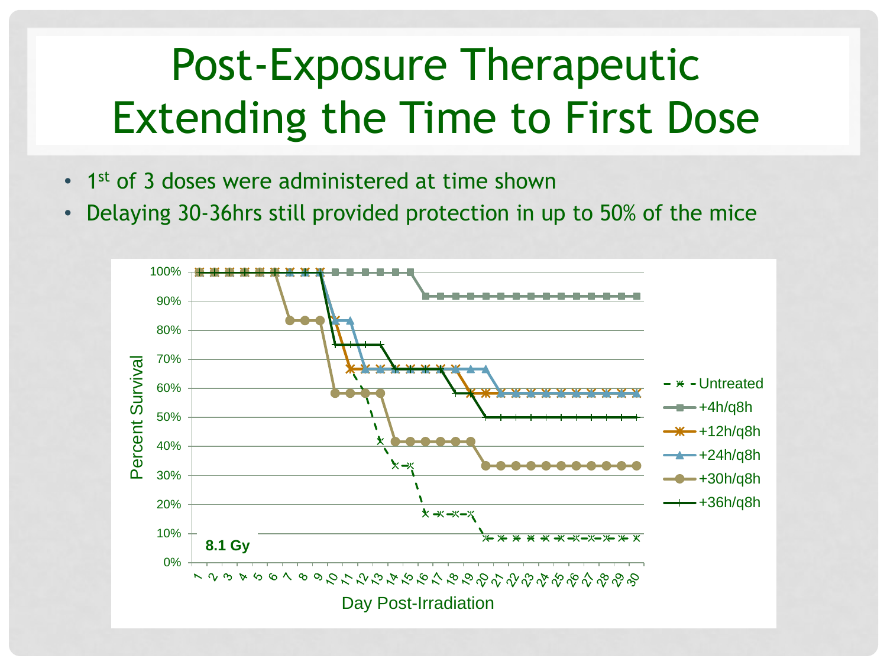# Post-Exposure Therapeutic Extending the Time to First Dose

- 1st of 3 doses were administered at time shown
- Delaying 30-36hrs still provided protection in up to 50% of the mice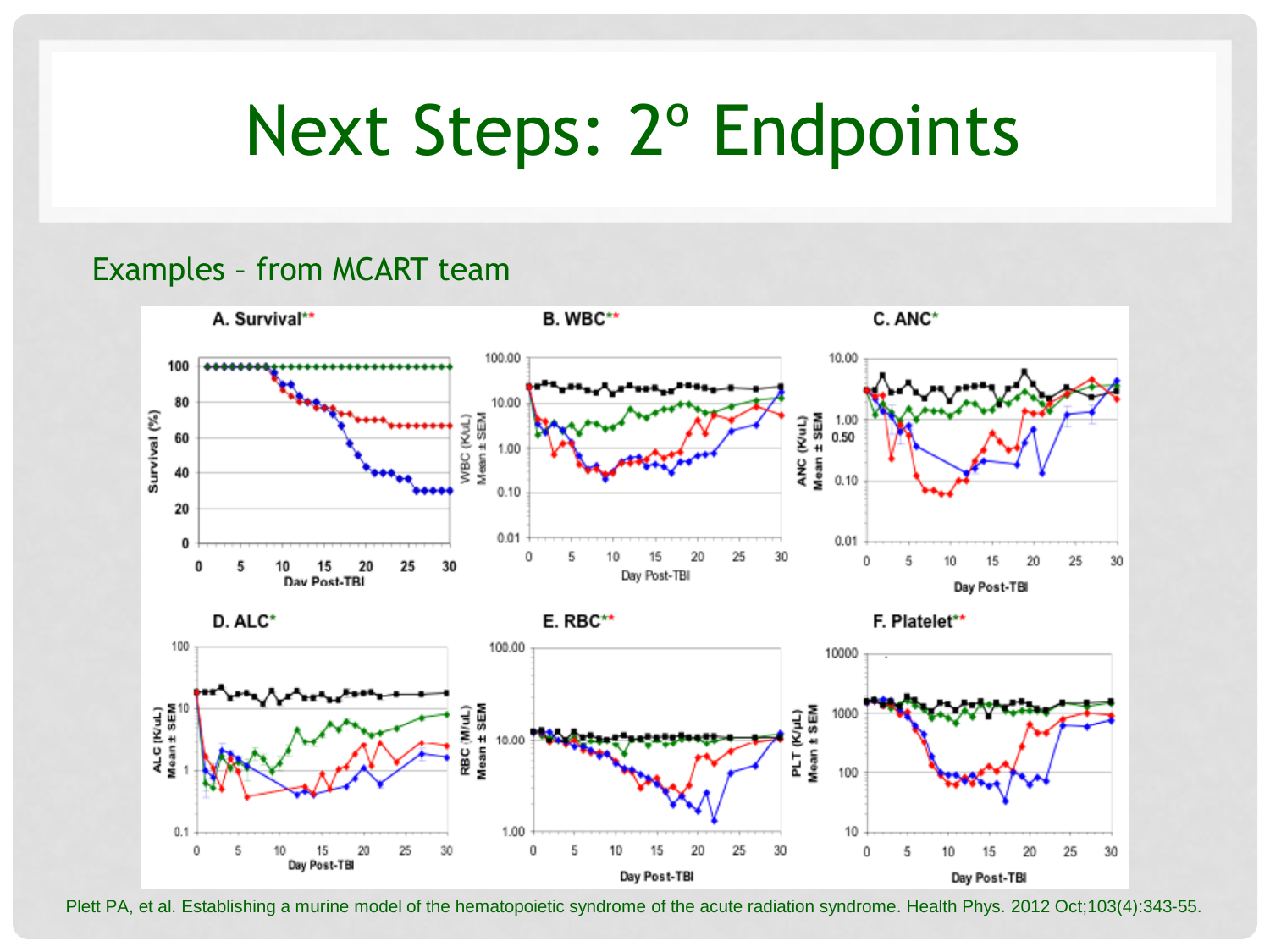# Next Steps: 2º Endpoints

Examples – from MCART team

A. Survival**

B. WBC**

C. ANC*

D. ALC*

E. RBC**

F. Platelet**

Plett PA, et al. Establishing a murine model of the hematopoietic syndrome of the acute radiation syndrome. Health Phys. 2012 Oct;103(4):343-55.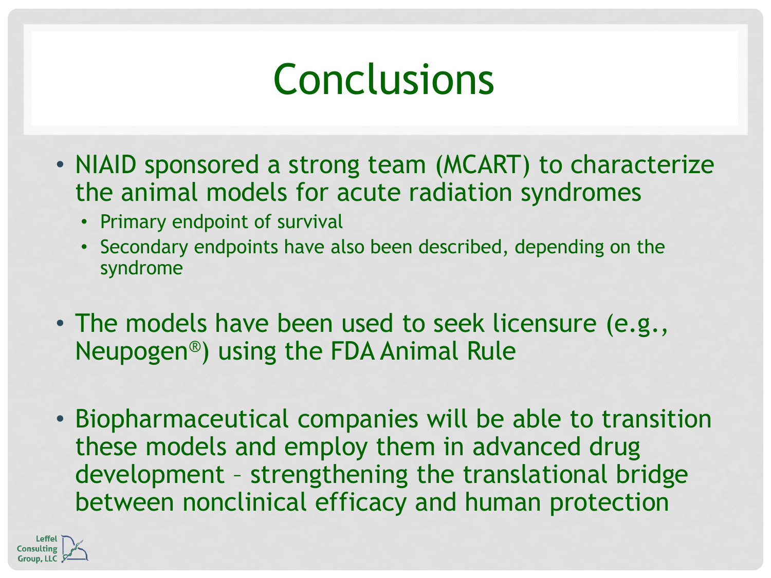# Conclusions

- NIAID sponsored a strong team (MCART) to characterize the animal models for acute radiation syndromes
  - Primary endpoint of survival
  - Secondary endpoints have also been described, depending on the syndrome
- The models have been used to seek licensure (e.g., Neupogen®) using the FDA Animal Rule
- Biopharmaceutical companies will be able to transition these models and employ them in advanced drug development – strengthening the translational bridge between nonclinical efficacy and human protection

Leffel Consulting Group, LLC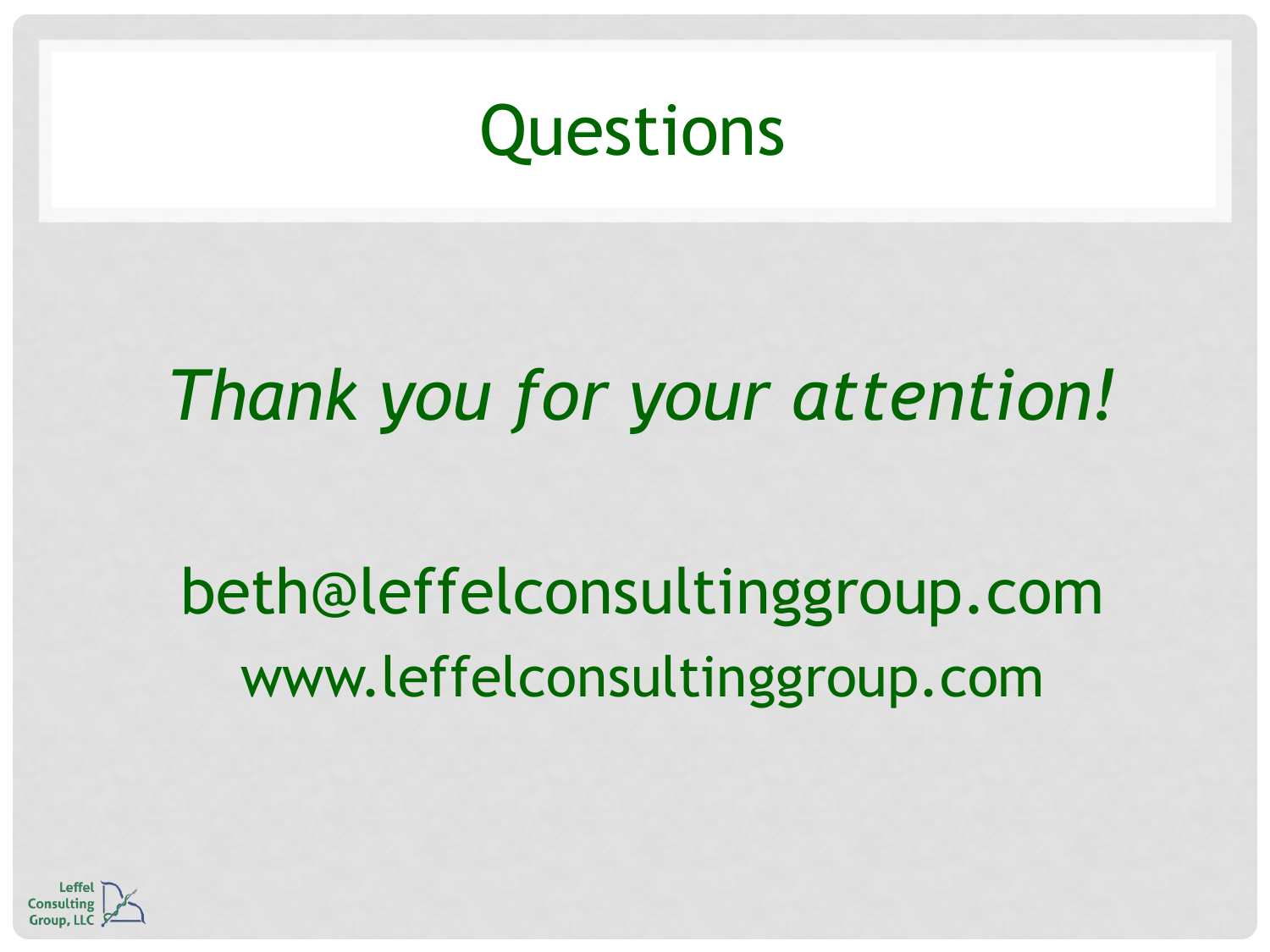# Questions

*Thank you for your attention!*

beth@leffelconsultinggroup.com

www.leffelconsultinggroup.com

Leffel Consulting Group, LLC